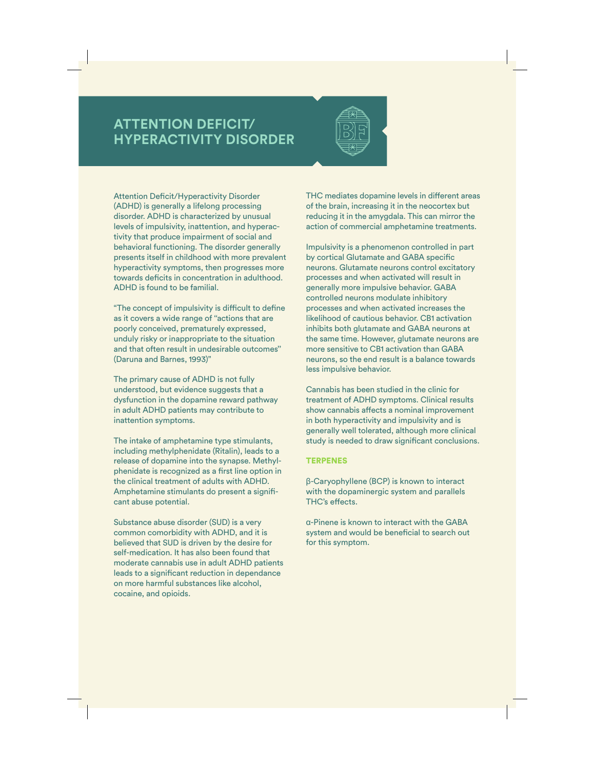# ATTENTION DEFICIT/ HYPERACTIVITY DISORDER

Attention Deficit/Hyperactivity Disorder (ADHD) is generally a lifelong processing disorder. ADHD is characterized by unusual levels of impulsivity, inattention, and hyperactivity that produce impairment of social and behavioral functioning. The disorder generally presents itself in childhood with more prevalent hyperactivity symptoms, then progresses more towards deficits in concentration in adulthood. ADHD is found to be familial.

"The concept of impulsivity is difficult to define as it covers a wide range of "actions that are poorly conceived, prematurely expressed, unduly risky or inappropriate to the situation and that often result in undesirable outcomes" (Daruna and Barnes, 1993)"

The primary cause of ADHD is not fully understood, but evidence suggests that a dysfunction in the dopamine reward pathway in adult ADHD patients may contribute to inattention symptoms.

The intake of amphetamine type stimulants, including methylphenidate (Ritalin), leads to a release of dopamine into the synapse. Methylphenidate is recognized as a first line option in the clinical treatment of adults with ADHD. Amphetamine stimulants do present a significant abuse potential.

Substance abuse disorder (SUD) is a very common comorbidity with ADHD, and it is believed that SUD is driven by the desire for self-medication. It has also been found that moderate cannabis use in adult ADHD patients leads to a significant reduction in dependance on more harmful substances like alcohol, cocaine, and opioids.

THC mediates dopamine levels in different areas of the brain, increasing it in the neocortex but reducing it in the amygdala. This can mirror the action of commercial amphetamine treatments.

Impulsivity is a phenomenon controlled in part by cortical Glutamate and GABA specific neurons. Glutamate neurons control excitatory processes and when activated will result in generally more impulsive behavior. GABA controlled neurons modulate inhibitory processes and when activated increases the likelihood of cautious behavior. CB1 activation inhibits both glutamate and GABA neurons at the same time. However, glutamate neurons are more sensitive to CB1 activation than GABA neurons, so the end result is a balance towards less impulsive behavior.

Cannabis has been studied in the clinic for treatment of ADHD symptoms. Clinical results show cannabis affects a nominal improvement in both hyperactivity and impulsivity and is generally well tolerated, although more clinical study is needed to draw significant conclusions.

### TERPENES

β-Caryophyllene (BCP) is known to interact with the dopaminergic system and parallels THC's effects.

α-Pinene is known to interact with the GABA system and would be beneficial to search out for this symptom.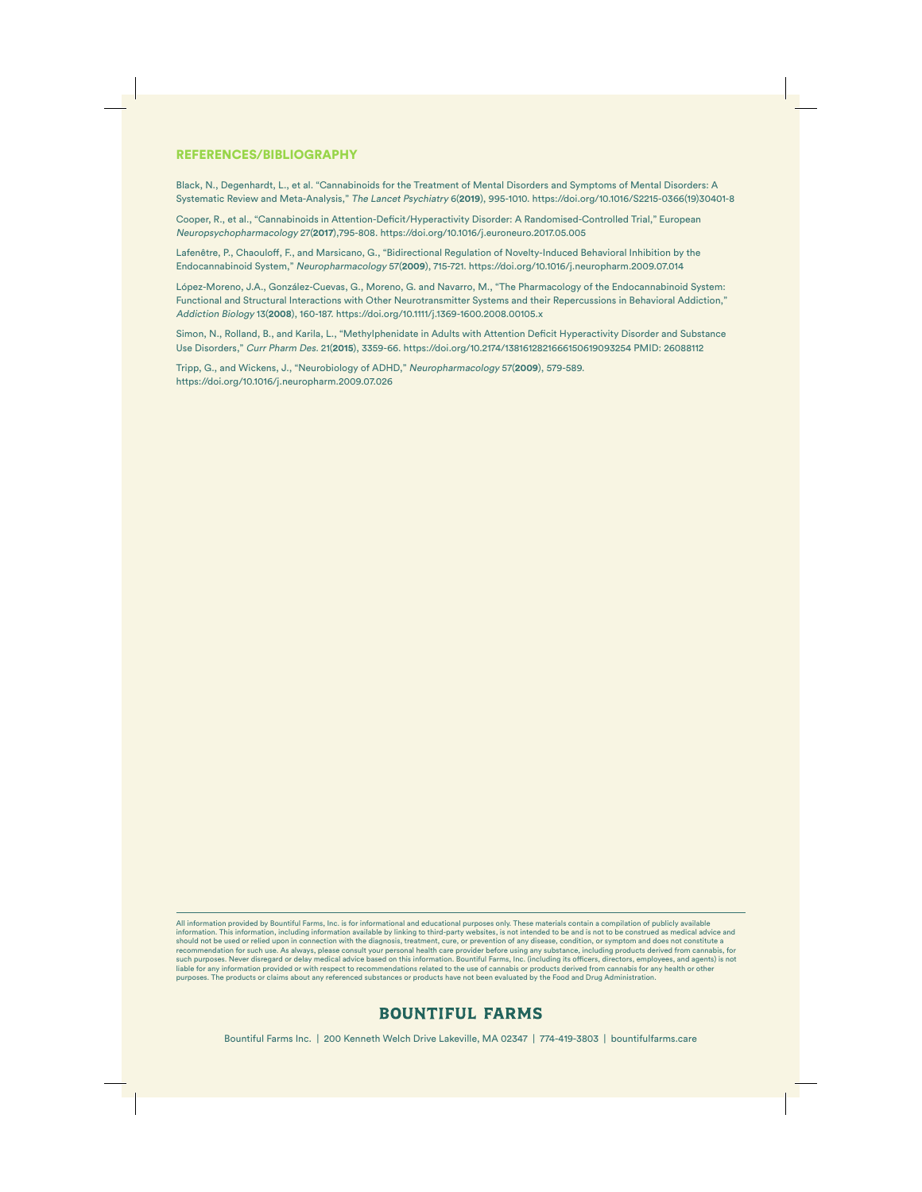## REFERENCES/BIBLIOGRAPHY

Black, N., Degenhardt, L., et al. "Cannabinoids for the Treatment of Mental Disorders and Symptoms of Mental Disorders: A Systematic Review and Meta-Analysis," *The Lancet Psychiatry* 6(**2019**), 995-1010. https://doi.org/10.1016/S2215-0366(19)30401-8

Cooper, R., et al., "Cannabinoids in Attention-Deficit/Hyperactivity Disorder: A Randomised-Controlled Trial," European *Neuropsychopharmacology* 27(**2017**),795-808. https://doi.org/10.1016/j.euroneuro.2017.05.005

Lafenêtre, P., Chaouloff, F., and Marsicano, G., "Bidirectional Regulation of Novelty-Induced Behavioral Inhibition by the Endocannabinoid System," *Neuropharmacology* 57(**2009**), 715-721. https://doi.org/10.1016/j.neuropharm.2009.07.014

López-Moreno, J.A., González-Cuevas, G., Moreno, G. and Navarro, M., "The Pharmacology of the Endocannabinoid System: Functional and Structural Interactions with Other Neurotransmitter Systems and their Repercussions in Behavioral Addiction," *Addiction Biology* 13(**2008**), 160-187. https://doi.org/10.1111/j.1369-1600.2008.00105.x

Simon, N., Rolland, B., and Karila, L., "Methylphenidate in Adults with Attention Deficit Hyperactivity Disorder and Substance Use Disorders," *Curr Pharm Des.* 21(**2015**), 3359-66. https://doi.org/10.2174/1381612821666150619093254 PMID: 26088112

Tripp, G., and Wickens, J., "Neurobiology of ADHD," *Neuropharmacology* 57(**2009**), 579-589. https://doi.org/10.1016/j.neuropharm.2009.07.026

---

All information provided by Bountiful Farms, Inc. is for informational and educational purposes only. These materials contain a compilation of publicly available information. This information, including information available by linking to third-party websites, is not intended to be and is not to be construed as medical advice and should not be used or relied upon in connection with the diagnosis, treatment, cure, or prevention of any disease, condition, or symptom and does not constitute a recommendation for such use. As always, please consult your personal health care provider before using any substance, including products derived from cannabis, for such purposes. Never disregard or delay medical advice based on this information. Bountiful Farms, Inc. (including its officers, directors, employees, and agents) is not liable for any information provided or with respect to recommendations related to the use of cannabis or products derived from cannabis for any health or other purposes. The products or claims about any referenced substances or products have not been evaluated by the Food and Drug Administration.

**BOUNTIFUL FARMS**

Bountiful Farms Inc. | 200 Kenneth Welch Drive Lakeville, MA 02347 | 774-419-3803 | bountifulfarms.care